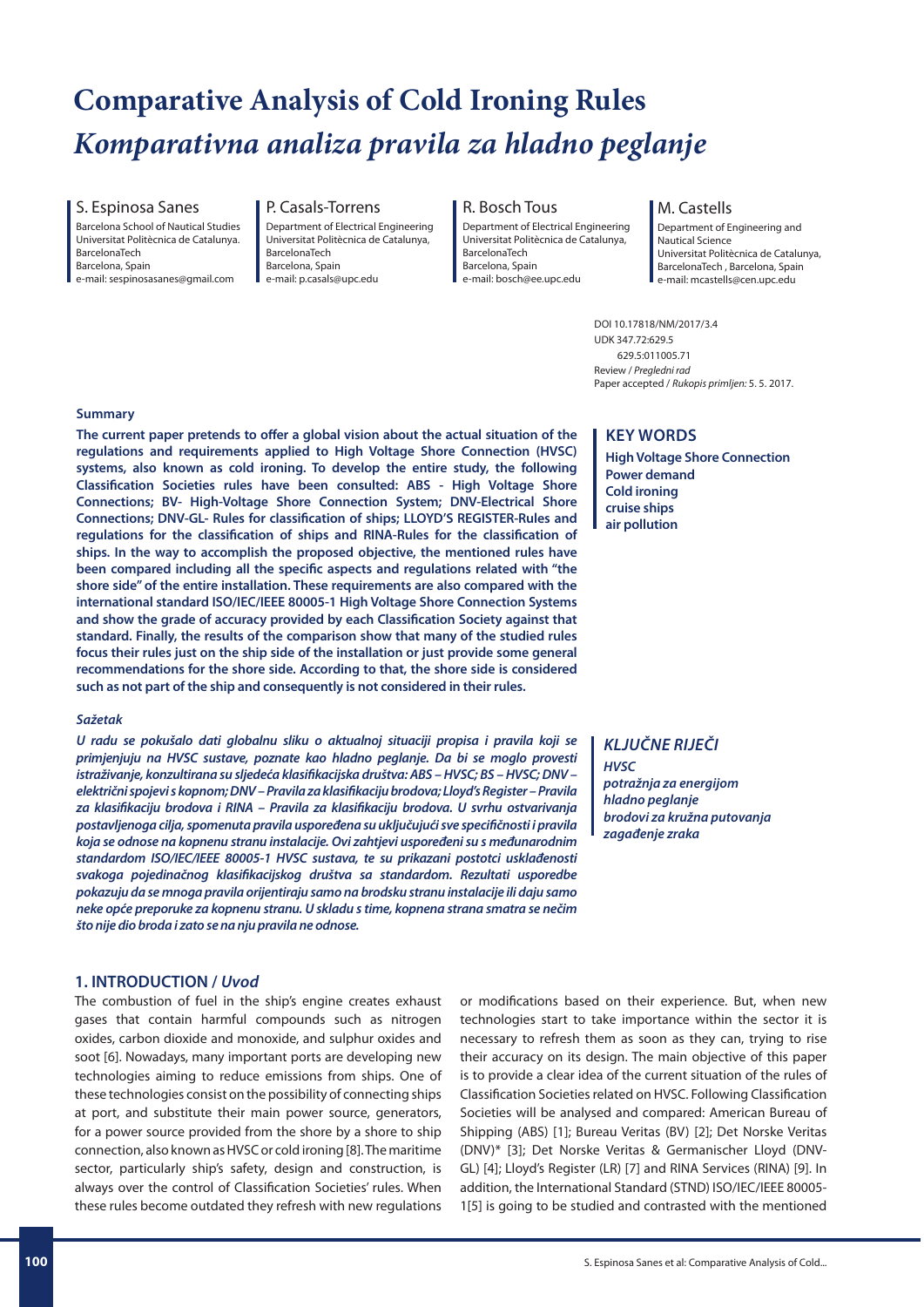# Comparative Analysis of Cold Ironing Rules

# *Komparativna analiza pravila za hladno peglanje*

**S. Espinosa Sanes**
Barcelona School of Nautical Studies
Universitat Politècnica de Catalunya.
BarcelonaTech
Barcelona, Spain
e-mail: sespinosasanes@gmail.com

**P. Casals-Torrens**
Department of Electrical Engineering
Universitat Politècnica de Catalunya,
BarcelonaTech
Barcelona, Spain
e-mail: p.casals@upc.edu

**R. Bosch Tous**
Department of Electrical Engineering
Universitat Politècnica de Catalunya,
BarcelonaTech
Barcelona, Spain
e-mail: bosch@ee.upc.edu

**M. Castells**
Department of Engineering and
Nautical Science
Universitat Politècnica de Catalunya,
BarcelonaTech , Barcelona, Spain
e-mail: mcastells@cen.upc.edu

DOI 10.17818/NM/2017/3.4
UDK 347.72:629.5
629.5:011005.71
Review / *Pregledni rad*
Paper accepted / *Rukopis primljen:* 5. 5. 2017.

### Summary

**The current paper pretends to offer a global vision about the actual situation of the regulations and requirements applied to High Voltage Shore Connection (HVSC) systems, also known as cold ironing. To develop the entire study, the following Classification Societies rules have been consulted: ABS - High Voltage Shore Connections; BV- High-Voltage Shore Connection System; DNV-Electrical Shore Connections; DNV-GL- Rules for classification of ships; LLOYD'S REGISTER-Rules and regulations for the classification of ships and RINA-Rules for the classification of ships. In the way to accomplish the proposed objective, the mentioned rules have been compared including all the specific aspects and regulations related with "the shore side" of the entire installation. These requirements are also compared with the international standard ISO/IEC/IEEE 80005-1 High Voltage Shore Connection Systems and show the grade of accuracy provided by each Classification Society against that standard. Finally, the results of the comparison show that many of the studied rules focus their rules just on the ship side of the installation or just provide some general recommendations for the shore side. According to that, the shore side is considered such as not part of the ship and consequently is not considered in their rules.**

### KEY WORDS

**High Voltage Shore Connection**
**Power demand**
**Cold ironing**
**cruise ships**
**air pollution**

### *Sažetak*

***U radu se pokušalo dati globalnu sliku o aktualnoj situaciji propisa i pravila koji se primjenjuju na HVSC sustave, poznate kao hladno peglanje. Da bi se moglo provesti istraživanje, konzultirana su sljedeća klasifikacijska društva: ABS – HVSC; BS – HVSC; DNV – električni spojevi s kopnom; DNV – Pravila za klasifikaciju brodova; Lloyd's Register – Pravila za klasifikaciju brodova i RINA – Pravila za klasifikaciju brodova. U svrhu ostvarivanja postavljenoga cilja, spomenuta pravila uspoređena su uključujući sve specifičnosti i pravila koja se odnose na kopnenu stranu instalacije. Ovi zahtjevi uspoređeni su s međunarodnim standardom ISO/IEC/IEEE 80005-1 HVSC sustava, te su prikazani postotci usklađenosti svakoga pojedinačnog klasifikacijskog društva sa standardom. Rezultati usporedbe pokazuju da se mnoga pravila orijentiraju samo na brodsku stranu instalacije ili daju samo neke opće preporuke za kopnenu stranu. U skladu s time, kopnena strana smatra se nečim što nije dio broda i zato se na nju pravila ne odnose.***

### *KLJUČNE RIJEČI*

***HVSC***
***potražnja za energijom***
***hladno peglanje***
***brodovi za kružna putovanja***
***zagađenje zraka***

## 1. INTRODUCTION / *Uvod*

The combustion of fuel in the ship's engine creates exhaust gases that contain harmful compounds such as nitrogen oxides, carbon dioxide and monoxide, and sulphur oxides and soot [6]. Nowadays, many important ports are developing new technologies aiming to reduce emissions from ships. One of these technologies consist on the possibility of connecting ships at port, and substitute their main power source, generators, for a power source provided from the shore by a shore to ship connection, also known as HVSC or cold ironing [8]. The maritime sector, particularly ship's safety, design and construction, is always over the control of Classification Societies' rules. When these rules become outdated they refresh with new regulations or modifications based on their experience. But, when new technologies start to take importance within the sector it is necessary to refresh them as soon as they can, trying to rise their accuracy on its design. The main objective of this paper is to provide a clear idea of the current situation of the rules of Classification Societies related on HVSC. Following Classification Societies will be analysed and compared: American Bureau of Shipping (ABS) [1]; Bureau Veritas (BV) [2]; Det Norske Veritas (DNV)* [3]; Det Norske Veritas & Germanischer Lloyd (DNV-GL) [4]; Lloyd's Register (LR) [7] and RINA Services (RINA) [9]. In addition, the International Standard (STND) ISO/IEC/IEEE 80005-1[5] is going to be studied and contrasted with the mentioned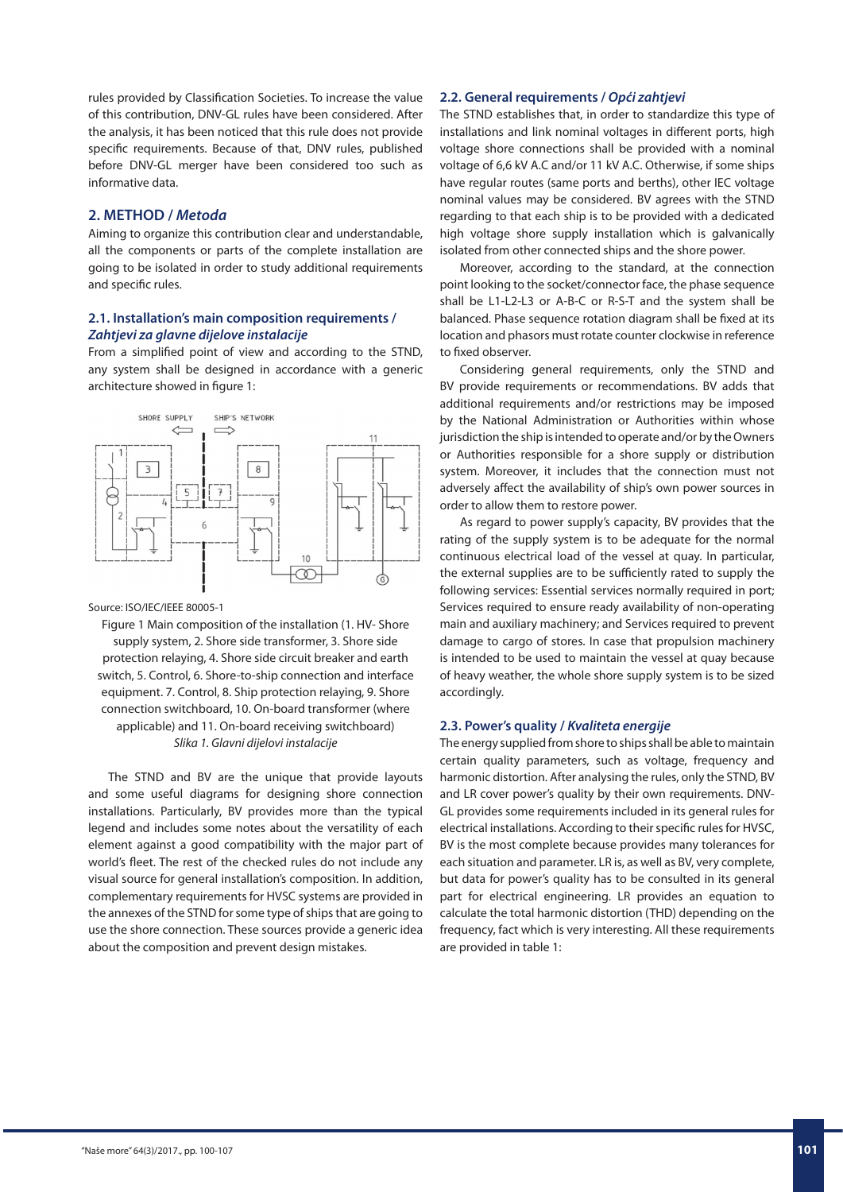rules provided by Classification Societies. To increase the value of this contribution, DNV-GL rules have been considered. After the analysis, it has been noticed that this rule does not provide specific requirements. Because of that, DNV rules, published before DNV-GL merger have been considered too such as informative data.

## 2. METHOD / *Metoda*

Aiming to organize this contribution clear and understandable, all the components or parts of the complete installation are going to be isolated in order to study additional requirements and specific rules.

### 2.1. Installation's main composition requirements / *Zahtjevi za glavne dijelove instalacije*

From a simplified point of view and according to the STND, any system shall be designed in accordance with a generic architecture showed in figure 1:

Source: ISO/IEC/IEEE 80005-1

Figure 1 Main composition of the installation (1. HV- Shore supply system, 2. Shore side transformer, 3. Shore side protection relaying, 4. Shore side circuit breaker and earth switch, 5. Control, 6. Shore-to-ship connection and interface equipment. 7. Control, 8. Ship protection relaying, 9. Shore connection switchboard, 10. On-board transformer (where applicable) and 11. On-board receiving switchboard)
*Slika 1. Glavni dijelovi instalacije*

The STND and BV are the unique that provide layouts and some useful diagrams for designing shore connection installations. Particularly, BV provides more than the typical legend and includes some notes about the versatility of each element against a good compatibility with the major part of world's fleet. The rest of the checked rules do not include any visual source for general installation's composition. In addition, complementary requirements for HVSC systems are provided in the annexes of the STND for some type of ships that are going to use the shore connection. These sources provide a generic idea about the composition and prevent design mistakes.

### 2.2. General requirements / *Opći zahtjevi*

The STND establishes that, in order to standardize this type of installations and link nominal voltages in different ports, high voltage shore connections shall be provided with a nominal voltage of 6,6 kV A.C and/or 11 kV A.C. Otherwise, if some ships have regular routes (same ports and berths), other IEC voltage nominal values may be considered. BV agrees with the STND regarding to that each ship is to be provided with a dedicated high voltage shore supply installation which is galvanically isolated from other connected ships and the shore power.

Moreover, according to the standard, at the connection point looking to the socket/connector face, the phase sequence shall be L1-L2-L3 or A-B-C or R-S-T and the system shall be balanced. Phase sequence rotation diagram shall be fixed at its location and phasors must rotate counter clockwise in reference to fixed observer.

Considering general requirements, only the STND and BV provide requirements or recommendations. BV adds that additional requirements and/or restrictions may be imposed by the National Administration or Authorities within whose jurisdiction the ship is intended to operate and/or by the Owners or Authorities responsible for a shore supply or distribution system. Moreover, it includes that the connection must not adversely affect the availability of ship's own power sources in order to allow them to restore power.

As regard to power supply's capacity, BV provides that the rating of the supply system is to be adequate for the normal continuous electrical load of the vessel at quay. In particular, the external supplies are to be sufficiently rated to supply the following services: Essential services normally required in port; Services required to ensure ready availability of non-operating main and auxiliary machinery; and Services required to prevent damage to cargo of stores. In case that propulsion machinery is intended to be used to maintain the vessel at quay because of heavy weather, the whole shore supply system is to be sized accordingly.

### 2.3. Power's quality / *Kvaliteta energije*

The energy supplied from shore to ships shall be able to maintain certain quality parameters, such as voltage, frequency and harmonic distortion. After analysing the rules, only the STND, BV and LR cover power's quality by their own requirements. DNV-GL provides some requirements included in its general rules for electrical installations. According to their specific rules for HVSC, BV is the most complete because provides many tolerances for each situation and parameter. LR is, as well as BV, very complete, but data for power's quality has to be consulted in its general part for electrical engineering. LR provides an equation to calculate the total harmonic distortion (THD) depending on the frequency, fact which is very interesting. All these requirements are provided in table 1: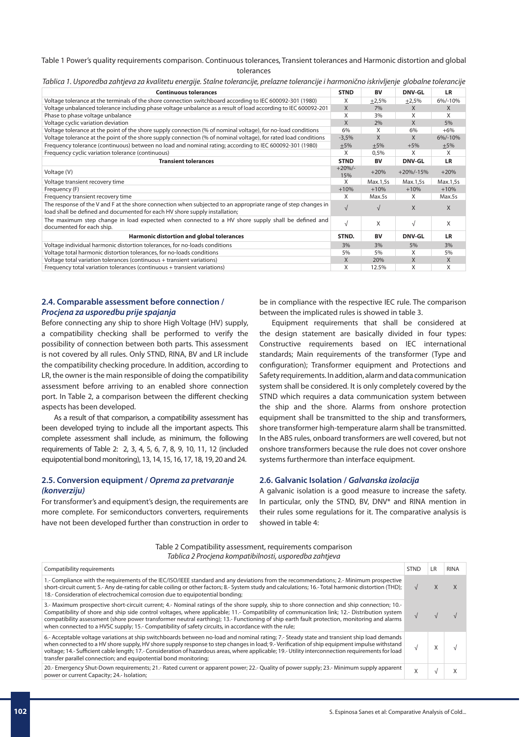Table 1 Power's quality requirements comparison. Continuous tolerances, Transient tolerances and Harmonic distortion and global tolerances

*Tablica 1. Usporedba zahtjeva za kvalitetu energije. Stalne tolerancije, prelazne tolerancije i harmonično iskrivljenje globalne tolerancije*

| **Continuous tolerances** | **STND** | **BV** | **DNV-GL** | **LR** |
|---|---|---|---|---|
| Voltage tolerance at the terminals of the shore connection switchboard according to IEC 600092-301 (1980) | X | ±2,5% | ±2,5% | 6%/-10% |
| Voltage unbalanced tolerance including phase voltage unbalance as a result of load according to IEC 600092-201 | X | 7% | X | X |
| Phase to phase voltage unbalance | X | 3% | X | X |
| Voltage cyclic variation deviation | X | 2% | X | 5% |
| Voltage tolerance at the point of the shore supply connection (% of nominal voltage), for no-load conditions | 6% | X | 6% | +6% |
| Voltage tolerance at the point of the shore supply connection (% of nominal voltage), for rated load conditions | -3,5% | X | X | 6%/-10% |
| Frequency tolerance (continuous) between no load and nominal rating; according to IEC 600092-301 (1980) | ±5% | ±5% | +5% | ±5% |
| Frequency cyclic variation tolerance (continuous) | X | 0,5% | X | X |
| **Transient tolerances** | **STND** | **BV** | **DNV-GL** | **LR** |
| Voltage (V) | +20%/-15% | +20% | +20%/-15% | +20% |
| Voltage transient recovery time | X | Max.1,5s | Max.1,5s | Max.1,5s |
| Frequency (F) | +10% | +10% | +10% | +10% |
| Frequency transient recovery time | X | Max.5s | X | Max.5s |
| The response of the V and F at the shore connection when subjected to an appropriate range of step changes in load shall be defined and documented for each HV shore supply installation; | √ | √ | X | X |
| The maximum step change in load expected when connected to a HV shore supply shall be defined and documented for each ship. | √ | X | √ | X |
| **Harmonic distortion and global tolerances** | **STND.** | **BV** | **DNV-GL** | **LR** |
| Voltage individual harmonic distortion tolerances, for no-loads conditions | 3% | 3% | 5% | 3% |
| Voltage total harmonic distortion tolerances, for no-loads conditions | 5% | 5% | X | 5% |
| Voltage total variation tolerances (continuous + transient variations) | X | 20% | X | X |
| Frequency total variation tolerances (continuous + transient variations) | X | 12.5% | X | X |

## 2.4. Comparable assessment before connection / *Procjena za usporedbu prije spajanja*

Before connecting any ship to shore High Voltage (HV) supply, a compatibility checking shall be performed to verify the possibility of connection between both parts. This assessment is not covered by all rules. Only STND, RINA, BV and LR include the compatibility checking procedure. In addition, according to LR, the owner is the main responsible of doing the compatibility assessment before arriving to an enabled shore connection port. In Table 2, a comparison between the different checking aspects has been developed.

As a result of that comparison, a compatibility assessment has been developed trying to include all the important aspects. This complete assessment shall include, as minimum, the following requirements of Table 2: 2, 3, 4, 5, 6, 7, 8, 9, 10, 11, 12 (included equipotential bond monitoring), 13, 14, 15, 16, 17, 18, 19, 20 and 24.

## 2.5. Conversion equipment / *Oprema za pretvaranje (konverziju)*

For transformer's and equipment's design, the requirements are more complete. For semiconductors converters, requirements have not been developed further than construction in order to be in compliance with the respective IEC rule. The comparison between the implicated rules is showed in table 3.

Equipment requirements that shall be considered at the design statement are basically divided in four types: Constructive requirements based on IEC international standards; Main requirements of the transformer (Type and configuration); Transformer equipment and Protections and Safety requirements. In addition, alarm and data communication system shall be considered. It is only completely covered by the STND which requires a data communication system between the ship and the shore. Alarms from onshore protection equipment shall be transmitted to the ship and transformers, shore transformer high-temperature alarm shall be transmitted. In the ABS rules, onboard transformers are well covered, but not onshore transformers because the rule does not cover onshore systems furthermore than interface equipment.

## 2.6. Galvanic Isolation / *Galvanska izolacija*

A galvanic isolation is a good measure to increase the safety. In particular, only the STND, BV, DNV* and RINA mention in their rules some regulations for it. The comparative analysis is showed in table 4:

Table 2 Compatibility assessment, requirements comparison

*Tablica 2 Procjena kompatibilnosti, usporedba zahtjeva*

| Compatibility requirements | STND | LR | RINA |
|---|---|---|---|
| 1.- Compliance with the requirements of the IEC/ISO/IEEE standard and any deviations from the recommendations; 2.- Minimum prospective short-circuit current; 5.- Any de-rating for cable coiling or other factors; 8.- System study and calculations; 16.- Total harmonic distortion (THD); 18.- Consideration of electrochemical corrosion due to equipotential bonding; | √ | X | X |
| 3.- Maximum prospective short-circuit current; 4.- Nominal ratings of the shore supply, ship to shore connection and ship connection; 10.- Compatibility of shore and ship side control voltages, where applicable; 11.- Compatibility of communication link; 12.- Distribution system compatibility assessment (shore power transformer neutral earthing); 13.- Functioning of ship earth fault protection, monitoring and alarms when connected to a HVSC supply; 15.- Compatibility of safety circuits, in accordance with the rule; | √ | √ | √ |
| 6.- Acceptable voltage variations at ship switchboards between no-load and nominal rating; 7.- Steady state and transient ship load demands when connected to a HV shore supply, HV shore supply response to step changes in load; 9.- Verification of ship equipment impulse withstand voltage; 14.- Sufficient cable length; 17.- Consideration of hazardous areas, where applicable; 19.- Utility interconnection requirements for load transfer parallel connection; and equipotential bond monitoring; | √ | X | √ |
| 20.- Emergency Shut-Down requirements; 21.- Rated current or apparent power; 22.- Quality of power supply; 23.- Minimum supply apparent power or current Capacity; 24.- Isolation; | X | √ | X |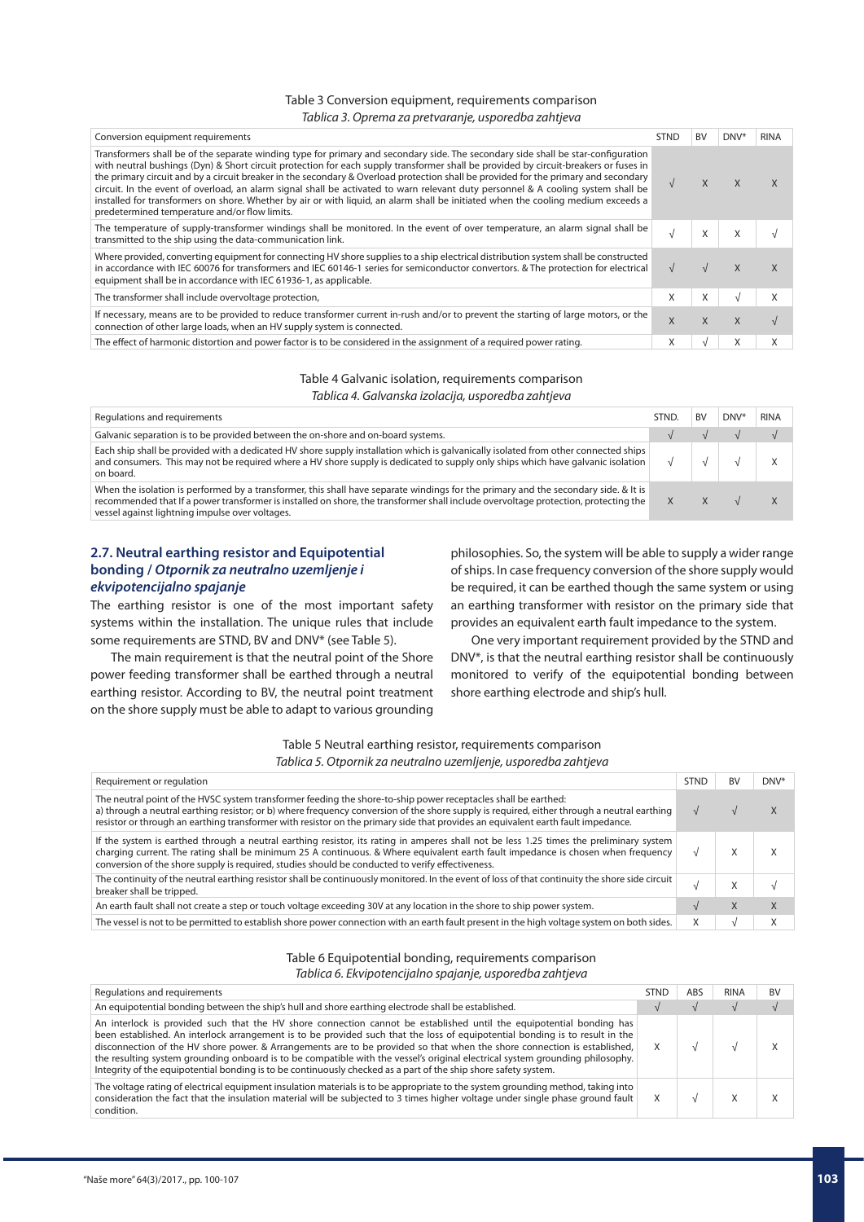Table 3 Conversion equipment, requirements comparison

*Tablica 3. Oprema za pretvaranje, usporedba zahtjeva*

| Conversion equipment requirements | STND | BV | DNV* | RINA |
|---|---|---|---|---|
| Transformers shall be of the separate winding type for primary and secondary side. The secondary side shall be star-configuration with neutral bushings (Dyn) & Short circuit protection for each supply transformer shall be provided by circuit-breakers or fuses in the primary circuit and by a circuit breaker in the secondary & Overload protection shall be provided for the primary and secondary circuit. In the event of overload, an alarm signal shall be activated to warn relevant duty personnel & A cooling system shall be installed for transformers on shore. Whether by air or with liquid, an alarm shall be initiated when the cooling medium exceeds a predetermined temperature and/or flow limits. | √ | X | X | X |
| The temperature of supply-transformer windings shall be monitored. In the event of over temperature, an alarm signal shall be transmitted to the ship using the data-communication link. | √ | X | X | √ |
| Where provided, converting equipment for connecting HV shore supplies to a ship electrical distribution system shall be constructed in accordance with IEC 60076 for transformers and IEC 60146-1 series for semiconductor convertors. & The protection for electrical equipment shall be in accordance with IEC 61936-1, as applicable. | √ | √ | X | X |
| The transformer shall include overvoltage protection, | X | X | √ | X |
| If necessary, means are to be provided to reduce transformer current in-rush and/or to prevent the starting of large motors, or the connection of other large loads, when an HV supply system is connected. | X | X | X | √ |
| The effect of harmonic distortion and power factor is to be considered in the assignment of a required power rating. | X | √ | X | X |

Table 4 Galvanic isolation, requirements comparison

*Tablica 4. Galvanska izolacija, usporedba zahtjeva*

| Regulations and requirements | STND. | BV | DNV* | RINA |
|---|---|---|---|---|
| Galvanic separation is to be provided between the on-shore and on-board systems. | √ | √ | √ | √ |
| Each ship shall be provided with a dedicated HV shore supply installation which is galvanically isolated from other connected ships and consumers. This may not be required where a HV shore supply is dedicated to supply only ships which have galvanic isolation on board. | √ | √ | √ | X |
| When the isolation is performed by a transformer, this shall have separate windings for the primary and the secondary side. & It is recommended that If a power transformer is installed on shore, the transformer shall include overvoltage protection, protecting the vessel against lightning impulse over voltages. | X | X | √ | X |

## 2.7. Neutral earthing resistor and Equipotential bonding / *Otpornik za neutralno uzemljenje i ekvipotencijalno spajanje*

The earthing resistor is one of the most important safety systems within the installation. The unique rules that include some requirements are STND, BV and DNV* (see Table 5).

The main requirement is that the neutral point of the Shore power feeding transformer shall be earthed through a neutral earthing resistor. According to BV, the neutral point treatment on the shore supply must be able to adapt to various grounding philosophies. So, the system will be able to supply a wider range of ships. In case frequency conversion of the shore supply would be required, it can be earthed though the same system or using an earthing transformer with resistor on the primary side that provides an equivalent earth fault impedance to the system.

One very important requirement provided by the STND and DNV*, is that the neutral earthing resistor shall be continuously monitored to verify of the equipotential bonding between shore earthing electrode and ship's hull.

Table 5 Neutral earthing resistor, requirements comparison

*Tablica 5. Otpornik za neutralno uzemljenje, usporedba zahtjeva*

| Requirement or regulation | STND | BV | DNV* |
|---|---|---|---|
| The neutral point of the HVSC system transformer feeding the shore-to-ship power receptacles shall be earthed: a) through a neutral earthing resistor; or b) where frequency conversion of the shore supply is required, either through a neutral earthing resistor or through an earthing transformer with resistor on the primary side that provides an equivalent earth fault impedance. | √ | √ | X |
| If the system is earthed through a neutral earthing resistor, its rating in amperes shall not be less 1.25 times the preliminary system charging current. The rating shall be minimum 25 A continuous. & Where equivalent earth fault impedance is chosen when frequency conversion of the shore supply is required, studies should be conducted to verify effectiveness. | √ | X | X |
| The continuity of the neutral earthing resistor shall be continuously monitored. In the event of loss of that continuity the shore side circuit breaker shall be tripped. | √ | X | √ |
| An earth fault shall not create a step or touch voltage exceeding 30V at any location in the shore to ship power system. | √ | X | X |
| The vessel is not to be permitted to establish shore power connection with an earth fault present in the high voltage system on both sides. | X | √ | X |

Table 6 Equipotential bonding, requirements comparison

*Tablica 6. Ekvipotencijalno spajanje, usporedba zahtjeva*

| Regulations and requirements | STND | ABS | RINA | BV |
|---|---|---|---|---|
| An equipotential bonding between the ship's hull and shore earthing electrode shall be established. | √ | √ | √ | √ |
| An interlock is provided such that the HV shore connection cannot be established until the equipotential bonding has been established. An interlock arrangement is to be provided such that the loss of equipotential bonding is to result in the disconnection of the HV shore power. & Arrangements are to be provided so that when the shore connection is established, the resulting system grounding onboard is to be compatible with the vessel's original electrical system grounding philosophy. Integrity of the equipotential bonding is to be continuously checked as a part of the ship shore safety system. | X | √ | √ | X |
| The voltage rating of electrical equipment insulation materials is to be appropriate to the system grounding method, taking into consideration the fact that the insulation material will be subjected to 3 times higher voltage under single phase ground fault condition. | X | √ | X | X |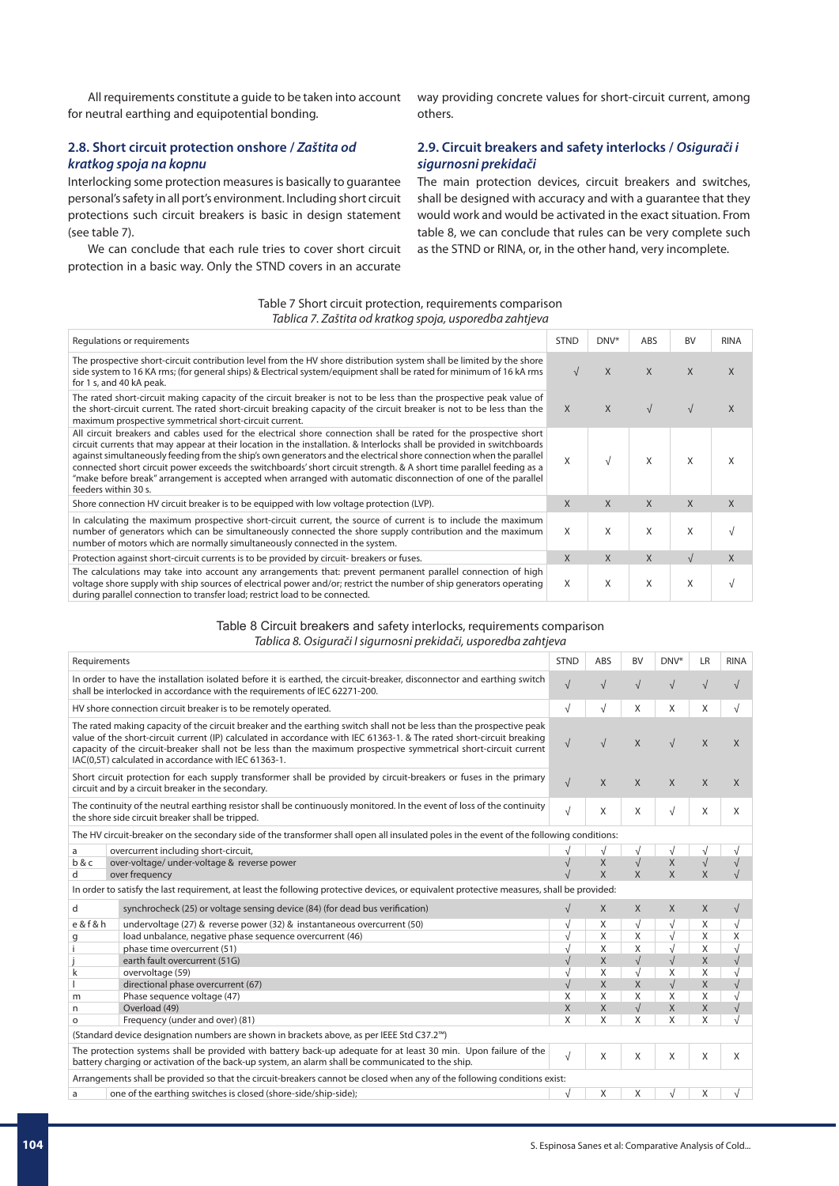All requirements constitute a guide to be taken into account for neutral earthing and equipotential bonding.

### 2.8. Short circuit protection onshore / *Zaštita od kratkog spoja na kopnu*

Interlocking some protection measures is basically to guarantee personal's safety in all port's environment. Including short circuit protections such circuit breakers is basic in design statement (see table 7).

We can conclude that each rule tries to cover short circuit protection in a basic way. Only the STND covers in an accurate way providing concrete values for short-circuit current, among others.

### 2.9. Circuit breakers and safety interlocks / *Osigurači i sigurnosni prekidači*

The main protection devices, circuit breakers and switches, shall be designed with accuracy and with a guarantee that they would work and would be activated in the exact situation. From table 8, we can conclude that rules can be very complete such as the STND or RINA, or, in the other hand, very incomplete.

Table 7 Short circuit protection, requirements comparison
*Tablica 7. Zaštita od kratkog spoja, usporedba zahtjeva*

| Regulations or requirements | STND | DNV* | ABS | BV | RINA |
|---|---|---|---|---|---|
| The prospective short-circuit contribution level from the HV shore distribution system shall be limited by the shore side system to 16 KA rms; (for general ships) & Electrical system/equipment shall be rated for minimum of 16 kA rms for 1 s, and 40 kA peak. | √ | X | X | X | X |
| The rated short-circuit making capacity of the circuit breaker is not to be less than the prospective peak value of the short-circuit current. The rated short-circuit breaking capacity of the circuit breaker is not to be less than the maximum prospective symmetrical short-circuit current. | X | X | √ | √ | X |
| All circuit breakers and cables used for the electrical shore connection shall be rated for the prospective short circuit currents that may appear at their location in the installation. & Interlocks shall be provided in switchboards against simultaneously feeding from the ship's own generators and the electrical shore connection when the parallel connected short circuit power exceeds the switchboards' short circuit strength. & A short time parallel feeding as a "make before break" arrangement is accepted when arranged with automatic disconnection of one of the parallel feeders within 30 s. | X | √ | X | X | X |
| Shore connection HV circuit breaker is to be equipped with low voltage protection (LVP). | X | X | X | X | X |
| In calculating the maximum prospective short-circuit current, the source of current is to include the maximum number of generators which can be simultaneously connected the shore supply contribution and the maximum number of motors which are normally simultaneously connected in the system. | X | X | X | X | √ |
| Protection against short-circuit currents is to be provided by circuit- breakers or fuses. | X | X | X | √ | X |
| The calculations may take into account any arrangements that: prevent permanent parallel connection of high voltage shore supply with ship sources of electrical power and/or; restrict the number of ship generators operating during parallel connection to transfer load; restrict load to be connected. | X | X | X | X | √ |

Table 8 Circuit breakers and safety interlocks, requirements comparison
*Tablica 8. Osigurači I sigurnosni prekidači, usporedba zahtjeva*

| Requirements | | STND | ABS | BV | DNV* | LR | RINA |
|---|---|---|---|---|---|---|---|
| In order to have the installation isolated before it is earthed, the circuit-breaker, disconnector and earthing switch shall be interlocked in accordance with the requirements of IEC 62271-200. | | √ | √ | √ | √ | √ | √ |
| HV shore connection circuit breaker is to be remotely operated. | | √ | √ | X | X | X | √ |
| The rated making capacity of the circuit breaker and the earthing switch shall not be less than the prospective peak value of the short-circuit current (IP) calculated in accordance with IEC 61363-1. & The rated short-circuit breaking capacity of the circuit-breaker shall not be less than the maximum prospective symmetrical short-circuit current IAC(0,5T) calculated in accordance with IEC 61363-1. | | √ | √ | X | √ | X | X |
| Short circuit protection for each supply transformer shall be provided by circuit-breakers or fuses in the primary circuit and by a circuit breaker in the secondary. | | √ | X | X | X | X | X |
| The continuity of the neutral earthing resistor shall be continuously monitored. In the event of loss of the continuity the shore side circuit breaker shall be tripped. | | √ | X | X | √ | X | X |
| The HV circuit-breaker on the secondary side of the transformer shall open all insulated poles in the event of the following conditions: | | | | | | | |
| a | overcurrent including short-circuit, | √ | √ | √ | √ | √ | √ |
| b & c | over-voltage/ under-voltage & reverse power | √ | X | √ | X | √ | √ |
| d | over frequency | √ | X | X | X | X | √ |
| In order to satisfy the last requirement, at least the following protective devices, or equivalent protective measures, shall be provided: | | | | | | | |
| d | synchrocheck (25) or voltage sensing device (84) (for dead bus verification) | √ | X | X | X | X | √ |
| e & f & h | undervoltage (27) & reverse power (32) & instantaneous overcurrent (50) | √ | X | √ | √ | X | √ |
| g | load unbalance, negative phase sequence overcurrent (46) | √ | X | X | √ | X | X |
| i | phase time overcurrent (51) | √ | X | X | √ | X | √ |
| j | earth fault overcurrent (51G) | √ | X | √ | √ | X | √ |
| k | overvoltage (59) | √ | X | √ | X | X | √ |
| l | directional phase overcurrent (67) | √ | X | X | √ | X | √ |
| m | Phase sequence voltage (47) | X | X | X | X | X | √ |
| n | Overload (49) | X | X | √ | X | X | √ |
| o | Frequency (under and over) (81) | X | X | X | X | X | √ |
| (Standard device designation numbers are shown in brackets above, as per IEEE Std C37.2™) | | | | | | | |
| The protection systems shall be provided with battery back-up adequate for at least 30 min. Upon failure of the battery charging or activation of the back-up system, an alarm shall be communicated to the ship. | | √ | X | X | X | X | X |
| Arrangements shall be provided so that the circuit-breakers cannot be closed when any of the following conditions exist: | | | | | | | |
| a | one of the earthing switches is closed (shore-side/ship-side); | √ | X | X | √ | X | √ |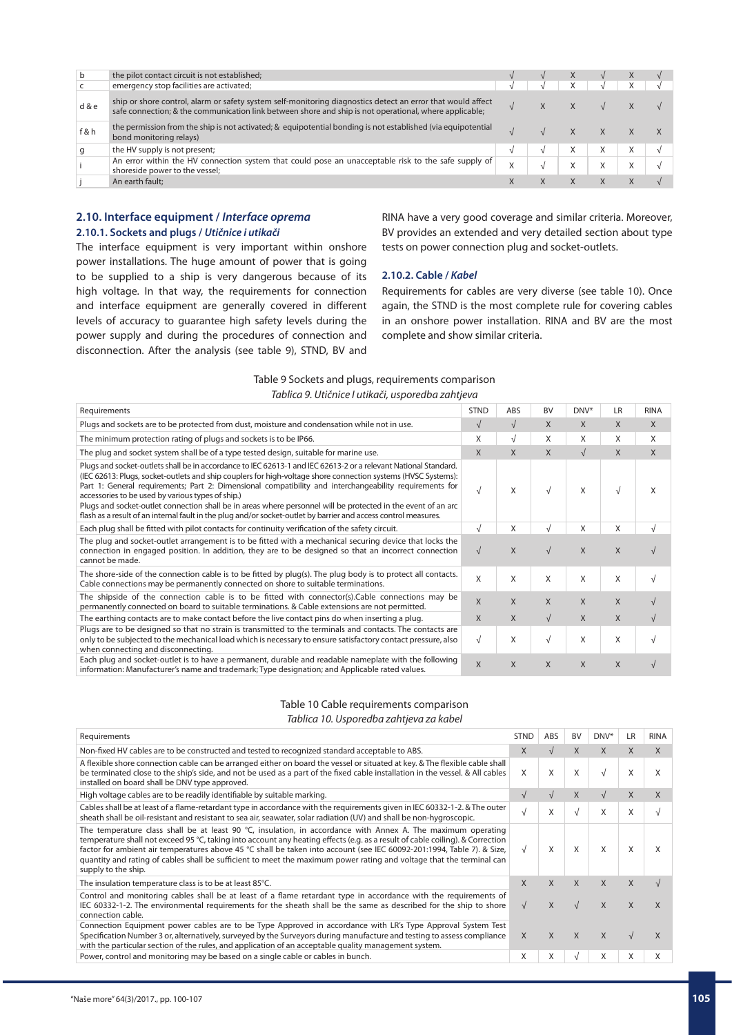| b | the pilot contact circuit is not established; | √ | √ | X | √ | X | √ |
|---|---|---|---|---|---|---|---|
| c | emergency stop facilities are activated; | √ | √ | X | √ | X | √ |
| d & e | ship or shore control, alarm or safety system self-monitoring diagnostics detect an error that would affect safe connection; & the communication link between shore and ship is not operational, where applicable; | √ | X | X | √ | X | √ |
| f & h | the permission from the ship is not activated; & equipotential bonding is not established (via equipotential bond monitoring relays) | √ | √ | X | X | X | X |
| g | the HV supply is not present; | √ | √ | X | X | X | √ |
| i | An error within the HV connection system that could pose an unacceptable risk to the safe supply of shoreside power to the vessel; | X | √ | X | X | X | √ |
| j | An earth fault; | X | X | X | X | X | √ |

## 2.10. Interface equipment / *Interface oprema*

### 2.10.1. Sockets and plugs / *Utičnice i utikači*

The interface equipment is very important within onshore power installations. The huge amount of power that is going to be supplied to a ship is very dangerous because of its high voltage. In that way, the requirements for connection and interface equipment are generally covered in different levels of accuracy to guarantee high safety levels during the power supply and during the procedures of connection and disconnection. After the analysis (see table 9), STND, BV and RINA have a very good coverage and similar criteria. Moreover, BV provides an extended and very detailed section about type tests on power connection plug and socket-outlets.

### 2.10.2. Cable / *Kabel*

Requirements for cables are very diverse (see table 10). Once again, the STND is the most complete rule for covering cables in an onshore power installation. RINA and BV are the most complete and show similar criteria.

Table 9 Sockets and plugs, requirements comparison

*Tablica 9. Utičnice I utikači, usporedba zahtjeva*

| Requirements | STND | ABS | BV | DNV* | LR | RINA |
|---|---|---|---|---|---|---|
| Plugs and sockets are to be protected from dust, moisture and condensation while not in use. | √ | √ | X | X | X | X |
| The minimum protection rating of plugs and sockets is to be IP66. | X | √ | X | X | X | X |
| The plug and socket system shall be of a type tested design, suitable for marine use. | X | X | X | √ | X | X |
| Plugs and socket-outlets shall be in accordance to IEC 62613-1 and IEC 62613-2 or a relevant National Standard. (IEC 62613: Plugs, socket-outlets and ship couplers for high-voltage shore connection systems (HVSC Systems): Part 1: General requirements; Part 2: Dimensional compatibility and interchangeability requirements for accessories to be used by various types of ship.) Plugs and socket-outlet connection shall be in areas where personnel will be protected in the event of an arc flash as a result of an internal fault in the plug and/or socket-outlet by barrier and access control measures. | √ | X | √ | X | √ | X |
| Each plug shall be fitted with pilot contacts for continuity verification of the safety circuit. | √ | X | √ | X | X | √ |
| The plug and socket-outlet arrangement is to be fitted with a mechanical securing device that locks the connection in engaged position. In addition, they are to be designed so that an incorrect connection cannot be made. | √ | X | √ | X | X | √ |
| The shore-side of the connection cable is to be fitted by plug(s). The plug body is to protect all contacts. Cable connections may be permanently connected on shore to suitable terminations. | X | X | X | X | X | √ |
| The shipside of the connection cable is to be fitted with connector(s).Cable connections may be permanently connected on board to suitable terminations. & Cable extensions are not permitted. | X | X | X | X | X | √ |
| The earthing contacts are to make contact before the live contact pins do when inserting a plug. | X | X | √ | X | X | √ |
| Plugs are to be designed so that no strain is transmitted to the terminals and contacts. The contacts are only to be subjected to the mechanical load which is necessary to ensure satisfactory contact pressure, also when connecting and disconnecting. | √ | X | √ | X | X | √ |
| Each plug and socket-outlet is to have a permanent, durable and readable nameplate with the following information: Manufacturer's name and trademark; Type designation; and Applicable rated values. | X | X | X | X | X | √ |

Table 10 Cable requirements comparison

*Tablica 10. Usporedba zahtjeva za kabel*

| Requirements | STND | ABS | BV | DNV* | LR | RINA |
|---|---|---|---|---|---|---|
| Non-fixed HV cables are to be constructed and tested to recognized standard acceptable to ABS. | X | √ | X | X | X | X |
| A flexible shore connection cable can be arranged either on board the vessel or situated at key. & The flexible cable shall be terminated close to the ship's side, and not be used as a part of the fixed cable installation in the vessel. & All cables installed on board shall be DNV type approved. | X | X | X | √ | X | X |
| High voltage cables are to be readily identifiable by suitable marking. | √ | √ | X | √ | X | X |
| Cables shall be at least of a flame-retardant type in accordance with the requirements given in IEC 60332-1-2. & The outer sheath shall be oil-resistant and resistant to sea air, seawater, solar radiation (UV) and shall be non-hygroscopic. | √ | X | √ | X | X | √ |
| The temperature class shall be at least 90 °C, insulation, in accordance with Annex A. The maximum operating temperature shall not exceed 95 °C, taking into account any heating effects (e.g. as a result of cable coiling). & Correction factor for ambient air temperatures above 45 °C shall be taken into account (see IEC 60092-201:1994, Table 7). & Size, quantity and rating of cables shall be sufficient to meet the maximum power rating and voltage that the terminal can supply to the ship. | √ | X | X | X | X | X |
| The insulation temperature class is to be at least 85°C. | X | X | X | X | X | √ |
| Control and monitoring cables shall be at least of a flame retardant type in accordance with the requirements of IEC 60332-1-2. The environmental requirements for the sheath shall be the same as described for the ship to shore connection cable. | √ | X | √ | X | X | X |
| Connection Equipment power cables are to be Type Approved in accordance with LR's Type Approval System Test Specification Number 3 or, alternatively, surveyed by the Surveyors during manufacture and testing to assess compliance with the particular section of the rules, and application of an acceptable quality management system. | X | X | X | X | √ | X |
| Power, control and monitoring may be based on a single cable or cables in bunch. | X | X | √ | X | X | X |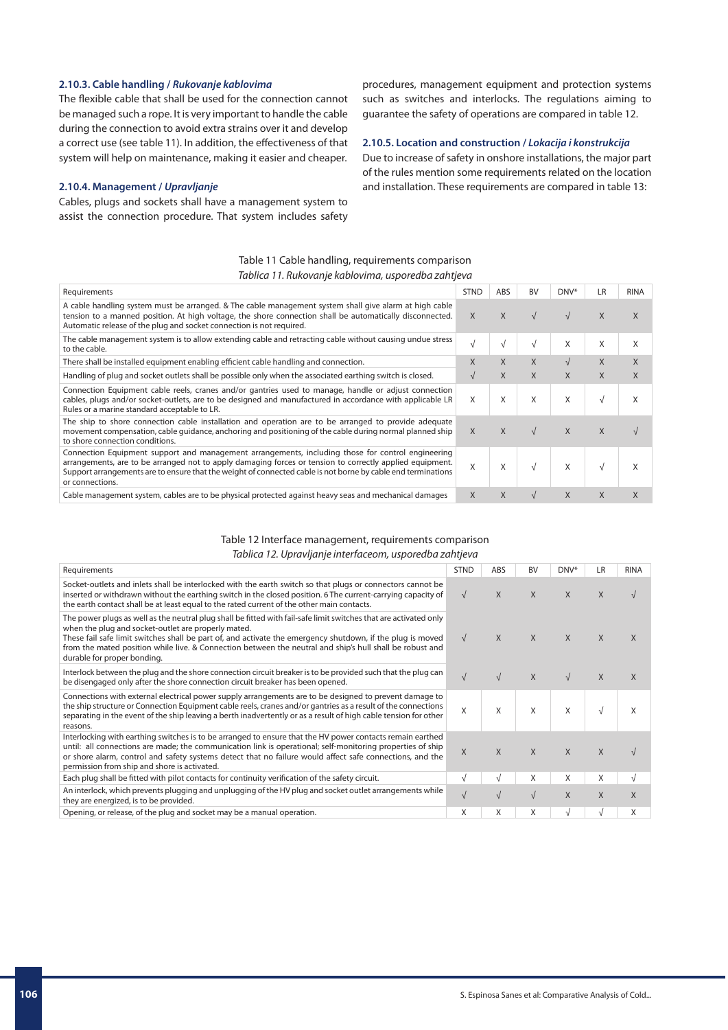### 2.10.3. Cable handling / *Rukovanje kablovima*

The flexible cable that shall be used for the connection cannot be managed such a rope. It is very important to handle the cable during the connection to avoid extra strains over it and develop a correct use (see table 11). In addition, the effectiveness of that system will help on maintenance, making it easier and cheaper.

### 2.10.4. Management / *Upravljanje*

Cables, plugs and sockets shall have a management system to assist the connection procedure. That system includes safety procedures, management equipment and protection systems such as switches and interlocks. The regulations aiming to guarantee the safety of operations are compared in table 12.

### 2.10.5. Location and construction / *Lokacija i konstrukcija*

Due to increase of safety in onshore installations, the major part of the rules mention some requirements related on the location and installation. These requirements are compared in table 13:

Table 11 Cable handling, requirements comparison

*Tablica 11. Rukovanje kablovima, usporedba zahtjeva*

| Requirements | STND | ABS | BV | DNV* | LR | RINA |
|---|---|---|---|---|---|---|
| A cable handling system must be arranged. & The cable management system shall give alarm at high cable tension to a manned position. At high voltage, the shore connection shall be automatically disconnected. Automatic release of the plug and socket connection is not required. | X | X | √ | √ | X | X |
| The cable management system is to allow extending cable and retracting cable without causing undue stress to the cable. | √ | √ | √ | X | X | X |
| There shall be installed equipment enabling efficient cable handling and connection. | X | X | X | √ | X | X |
| Handling of plug and socket outlets shall be possible only when the associated earthing switch is closed. | √ | X | X | X | X | X |
| Connection Equipment cable reels, cranes and/or gantries used to manage, handle or adjust connection cables, plugs and/or socket-outlets, are to be designed and manufactured in accordance with applicable LR Rules or a marine standard acceptable to LR. | X | X | X | X | √ | X |
| The ship to shore connection cable installation and operation are to be arranged to provide adequate movement compensation, cable guidance, anchoring and positioning of the cable during normal planned ship to shore connection conditions. | X | X | √ | X | X | √ |
| Connection Equipment support and management arrangements, including those for control engineering arrangements, are to be arranged not to apply damaging forces or tension to correctly applied equipment. Support arrangements are to ensure that the weight of connected cable is not borne by cable end terminations or connections. | X | X | √ | X | √ | X |
| Cable management system, cables are to be physical protected against heavy seas and mechanical damages | X | X | √ | X | X | X |

Table 12 Interface management, requirements comparison

*Tablica 12. Upravljanje interfaceom, usporedba zahtjeva*

| Requirements | STND | ABS | BV | DNV* | LR | RINA |
|---|---|---|---|---|---|---|
| Socket-outlets and inlets shall be interlocked with the earth switch so that plugs or connectors cannot be inserted or withdrawn without the earthing switch in the closed position. 6 The current-carrying capacity of the earth contact shall be at least equal to the rated current of the other main contacts. | √ | X | X | X | X | √ |
| The power plugs as well as the neutral plug shall be fitted with fail-safe limit switches that are activated only when the plug and socket-outlet are properly mated. These fail safe limit switches shall be part of, and activate the emergency shutdown, if the plug is moved from the mated position while live. & Connection between the neutral and ship's hull shall be robust and durable for proper bonding. | √ | X | X | X | X | X |
| Interlock between the plug and the shore connection circuit breaker is to be provided such that the plug can be disengaged only after the shore connection circuit breaker has been opened. | √ | √ | X | √ | X | X |
| Connections with external electrical power supply arrangements are to be designed to prevent damage to the ship structure or Connection Equipment cable reels, cranes and/or gantries as a result of the connections separating in the event of the ship leaving a berth inadvertently or as a result of high cable tension for other reasons. | X | X | X | X | √ | X |
| Interlocking with earthing switches is to be arranged to ensure that the HV power contacts remain earthed until: all connections are made; the communication link is operational; self-monitoring properties of ship or shore alarm, control and safety systems detect that no failure would affect safe connections, and the permission from ship and shore is activated. | X | X | X | X | X | √ |
| Each plug shall be fitted with pilot contacts for continuity verification of the safety circuit. | √ | √ | X | X | X | √ |
| An interlock, which prevents plugging and unplugging of the HV plug and socket outlet arrangements while they are energized, is to be provided. | √ | √ | √ | X | X | X |
| Opening, or release, of the plug and socket may be a manual operation. | X | X | X | √ | √ | X |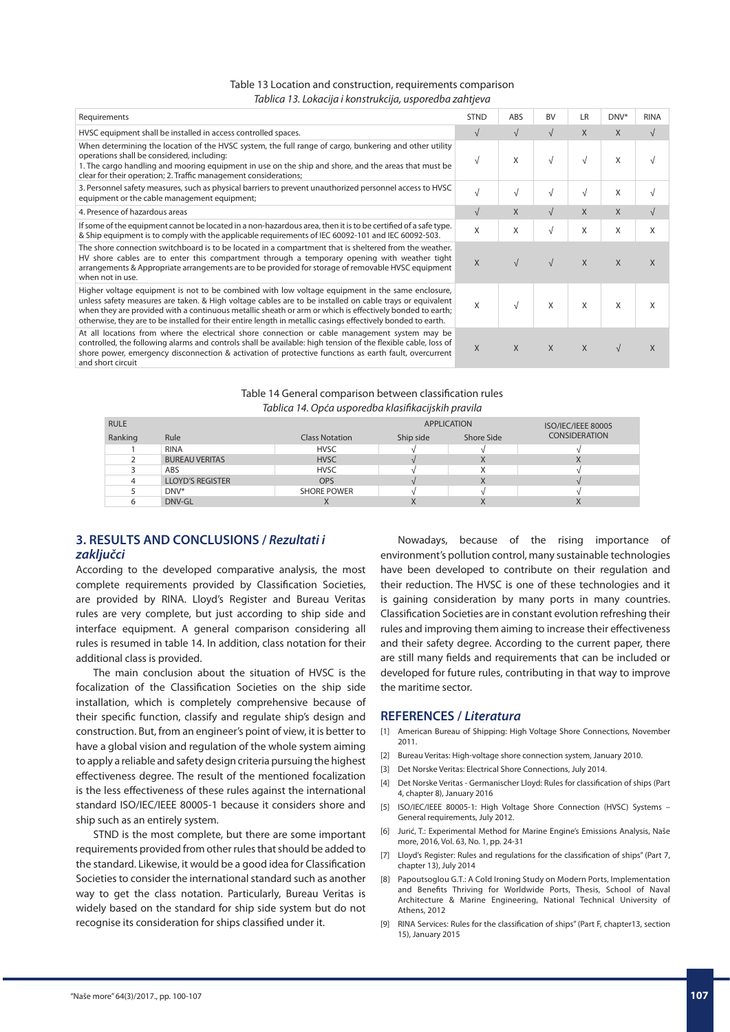Table 13 Location and construction, requirements comparison

*Tablica 13. Lokacija i konstrukcija, usporedba zahtjeva*

| Requirements | STND | ABS | BV | LR | DNV* | RINA |
|---|---|---|---|---|---|---|
| HVSC equipment shall be installed in access controlled spaces. | √ | √ | √ | X | X | √ |
| When determining the location of the HVSC system, the full range of cargo, bunkering and other utility operations shall be considered, including: 1. The cargo handling and mooring equipment in use on the ship and shore, and the areas that must be clear for their operation; 2. Traffic management considerations; | √ | X | √ | √ | X | √ |
| 3. Personnel safety measures, such as physical barriers to prevent unauthorized personnel access to HVSC equipment or the cable management equipment; | √ | √ | √ | √ | X | √ |
| 4. Presence of hazardous areas | √ | X | √ | X | X | √ |
| If some of the equipment cannot be located in a non-hazardous area, then it is to be certified of a safe type. & Ship equipment is to comply with the applicable requirements of IEC 60092-101 and IEC 60092-503. | X | X | √ | X | X | X |
| The shore connection switchboard is to be located in a compartment that is sheltered from the weather. HV shore cables are to enter this compartment through a temporary opening with weather tight arrangements & Appropriate arrangements are to be provided for storage of removable HVSC equipment when not in use. | X | √ | √ | X | X | X |
| Higher voltage equipment is not to be combined with low voltage equipment in the same enclosure, unless safety measures are taken. & High voltage cables are to be installed on cable trays or equivalent when they are provided with a continuous metallic sheath or arm or which is effectively bonded to earth; otherwise, they are to be installed for their entire length in metallic casings effectively bonded to earth. | X | √ | X | X | X | X |
| At all locations from where the electrical shore connection or cable management system may be controlled, the following alarms and controls shall be available: high tension of the flexible cable, loss of shore power, emergency disconnection & activation of protective functions as earth fault, overcurrent and short circuit | X | X | X | X | √ | X |

Table 14 General comparison between classification rules

*Tablica 14. Opća usporedba klasifikacijskih pravila*

| RULE | | | APPLICATION | | ISO/IEC/IEEE 80005 CONSIDERATION |
|---|---|---|---|---|---|
| Ranking | Rule | Class Notation | Ship side | Shore Side | |
| 1 | RINA | HVSC | √ | √ | √ |
| 2 | BUREAU VERITAS | HVSC | √ | X | X |
| 3 | ABS | HVSC | √ | X | √ |
| 4 | LLOYD'S REGISTER | OPS | √ | X | √ |
| 5 | DNV* | SHORE POWER | √ | √ | √ |
| 6 | DNV-GL | X | X | X | X |

## 3. RESULTS AND CONCLUSIONS / *Rezultati i zaključci*

According to the developed comparative analysis, the most complete requirements provided by Classification Societies, are provided by RINA. Lloyd's Register and Bureau Veritas rules are very complete, but just according to ship side and interface equipment. A general comparison considering all rules is resumed in table 14. In addition, class notation for their additional class is provided.

The main conclusion about the situation of HVSC is the focalization of the Classification Societies on the ship side installation, which is completely comprehensive because of their specific function, classify and regulate ship's design and construction. But, from an engineer's point of view, it is better to have a global vision and regulation of the whole system aiming to apply a reliable and safety design criteria pursuing the highest effectiveness degree. The result of the mentioned focalization is the less effectiveness of these rules against the international standard ISO/IEC/IEEE 80005-1 because it considers shore and ship such as an entirely system.

STND is the most complete, but there are some important requirements provided from other rules that should be added to the standard. Likewise, it would be a good idea for Classification Societies to consider the international standard such as another way to get the class notation. Particularly, Bureau Veritas is widely based on the standard for ship side system but do not recognise its consideration for ships classified under it.

Nowadays, because of the rising importance of environment's pollution control, many sustainable technologies have been developed to contribute on their regulation and their reduction. The HVSC is one of these technologies and it is gaining consideration by many ports in many countries. Classification Societies are in constant evolution refreshing their rules and improving them aiming to increase their effectiveness and their safety degree. According to the current paper, there are still many fields and requirements that can be included or developed for future rules, contributing in that way to improve the maritime sector.

## REFERENCES / *Literatura*

[1] American Bureau of Shipping: High Voltage Shore Connections, November 2011.

[2] Bureau Veritas: High-voltage shore connection system, January 2010.

[3] Det Norske Veritas: Electrical Shore Connections, July 2014.

[4] Det Norske Veritas - Germanischer Lloyd: Rules for classification of ships (Part 4, chapter 8), January 2016

[5] ISO/IEC/IEEE 80005-1: High Voltage Shore Connection (HVSC) Systems – General requirements, July 2012.

[6] Jurić, T.: Experimental Method for Marine Engine's Emissions Analysis, Naše more, 2016, Vol. 63, No. 1, pp. 24-31

[7] Lloyd's Register: Rules and regulations for the classification of ships" (Part 7, chapter 13), July 2014

[8] Papoutsoglou G.T.: A Cold Ironing Study on Modern Ports, Implementation and Benefits Thriving for Worldwide Ports, Thesis, School of Naval Architecture & Marine Engineering, National Technical University of Athens, 2012

[9] RINA Services: Rules for the classification of ships" (Part F, chapter13, section 15), January 2015